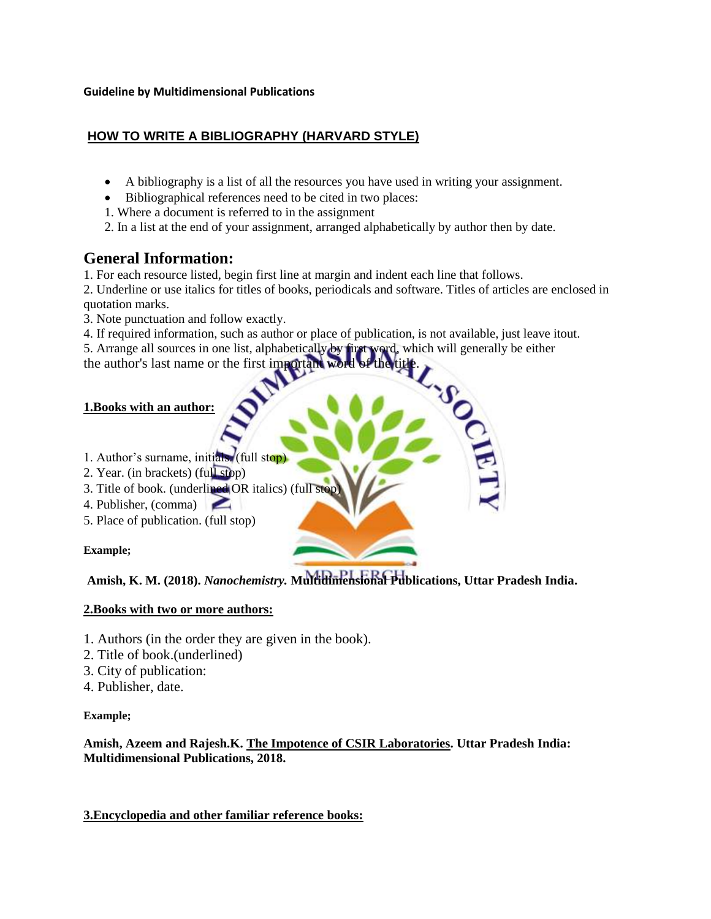**Guideline by Multidimensional Publications**

## HOW TO WRITE A BIBLIOGRAPHY (HARVARD STYLE)

- A bibliography is a list of all the resources you have used in writing your assignment.
- Bibliographical references need to be cited in two places:

1. Where a document is referred to in the assignment
2. In a list at the end of your assignment, arranged alphabetically by author then by date.

# General Information:

1. For each resource listed, begin first line at margin and indent each line that follows.
2. Underline or use italics for titles of books, periodicals and software. Titles of articles are enclosed in quotation marks.
3. Note punctuation and follow exactly.
4. If required information, such as author or place of publication, is not available, just leave itout.
5. Arrange all sources in one list, alphabetically by first word, which will generally be either the author's last name or the first important word of the title.

**1.Books with an author:**

1. Author's surname, initials. (full stop)
2. Year. (in brackets) (full stop)
3. Title of book. (underlined OR italics) (full stop)
4. Publisher, (comma)
5. Place of publication. (full stop)

**Example;**

**Amish, K. M. (2018). *Nanochemistry.* Multidimensional Publications, Uttar Pradesh India.**

**2.Books with two or more authors:**

1. Authors (in the order they are given in the book).
2. Title of book.(underlined)
3. City of publication:
4. Publisher, date.

**Example;**

**Amish, Azeem and Rajesh.K. <u>The Impotence of CSIR Laboratories</u>. Uttar Pradesh India: Multidimensional Publications, 2018.**

**3.Encyclopedia and other familiar reference books:**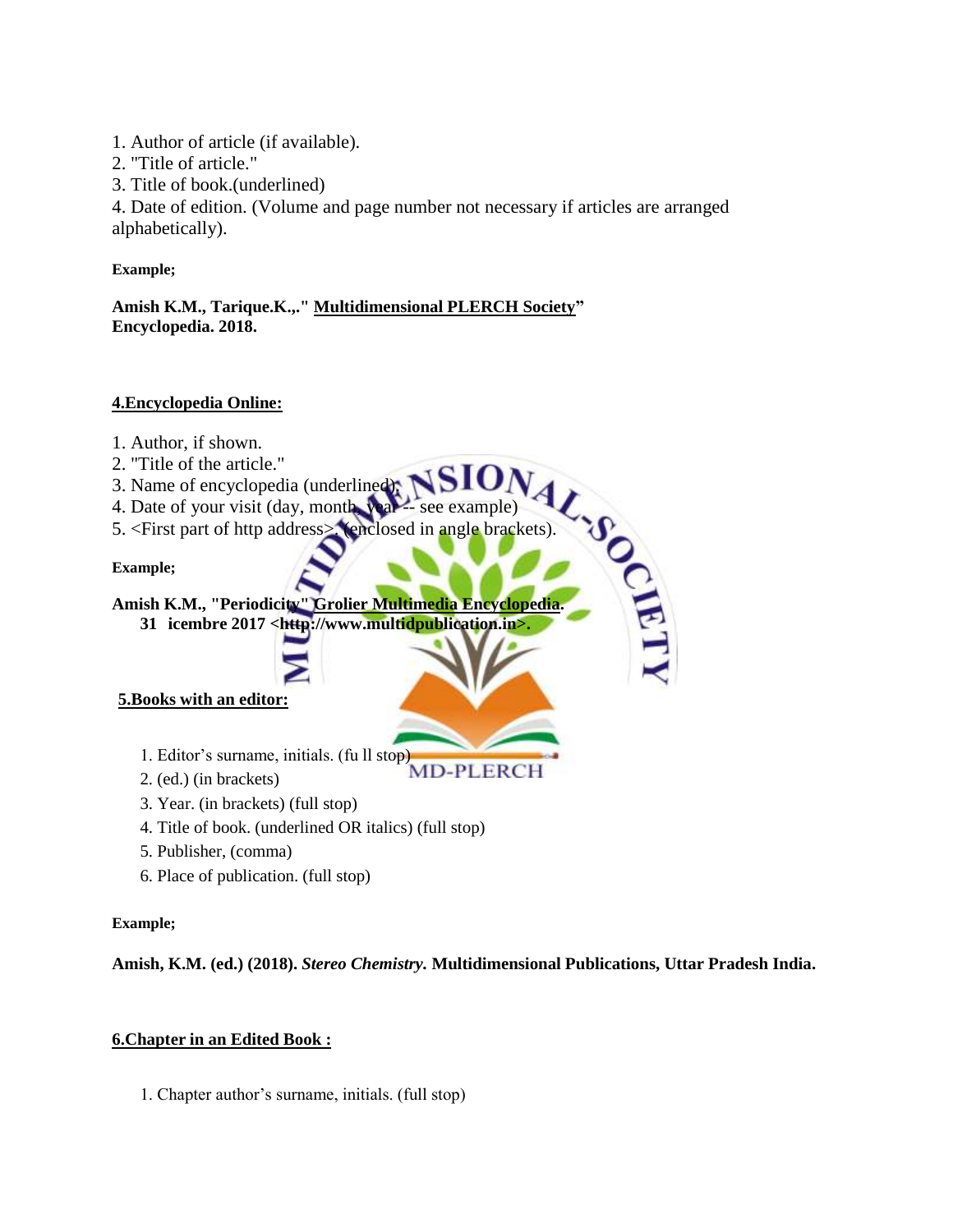1. Author of article (if available).
2. "Title of article."
3. Title of book.(underlined)
4. Date of edition. (Volume and page number not necessary if articles are arranged alphabetically).

**Example;**

**Amish K.M., Tarique.K.,." <u>Multidimensional PLERCH Society</u>" Encyclopedia. 2018.**

## <u>4.Encyclopedia Online:</u>

1. Author, if shown.
2. "Title of the article."
3. Name of encyclopedia (underlined).
4. Date of your visit (day, month, year -- see example)
5. <First part of http address>. (enclosed in angle brackets).

**Example;**

**Amish K.M., "Periodicity" <u>Grolier Multimedia Encyclopedia</u>. 31 icembre 2017 <http://www.multidpublication.in>.**

## <u>5.Books with an editor:</u>

1. Editor's surname, initials. (fu ll stop)
2. (ed.) (in brackets)
3. Year. (in brackets) (full stop)
4. Title of book. (underlined OR italics) (full stop)
5. Publisher, (comma)
6. Place of publication. (full stop)

**Example;**

**Amish, K.M. (ed.) (2018). *Stereo Chemistry.* Multidimensional Publications, Uttar Pradesh India.**

## <u>6.Chapter in an Edited Book :</u>

1. Chapter author's surname, initials. (full stop)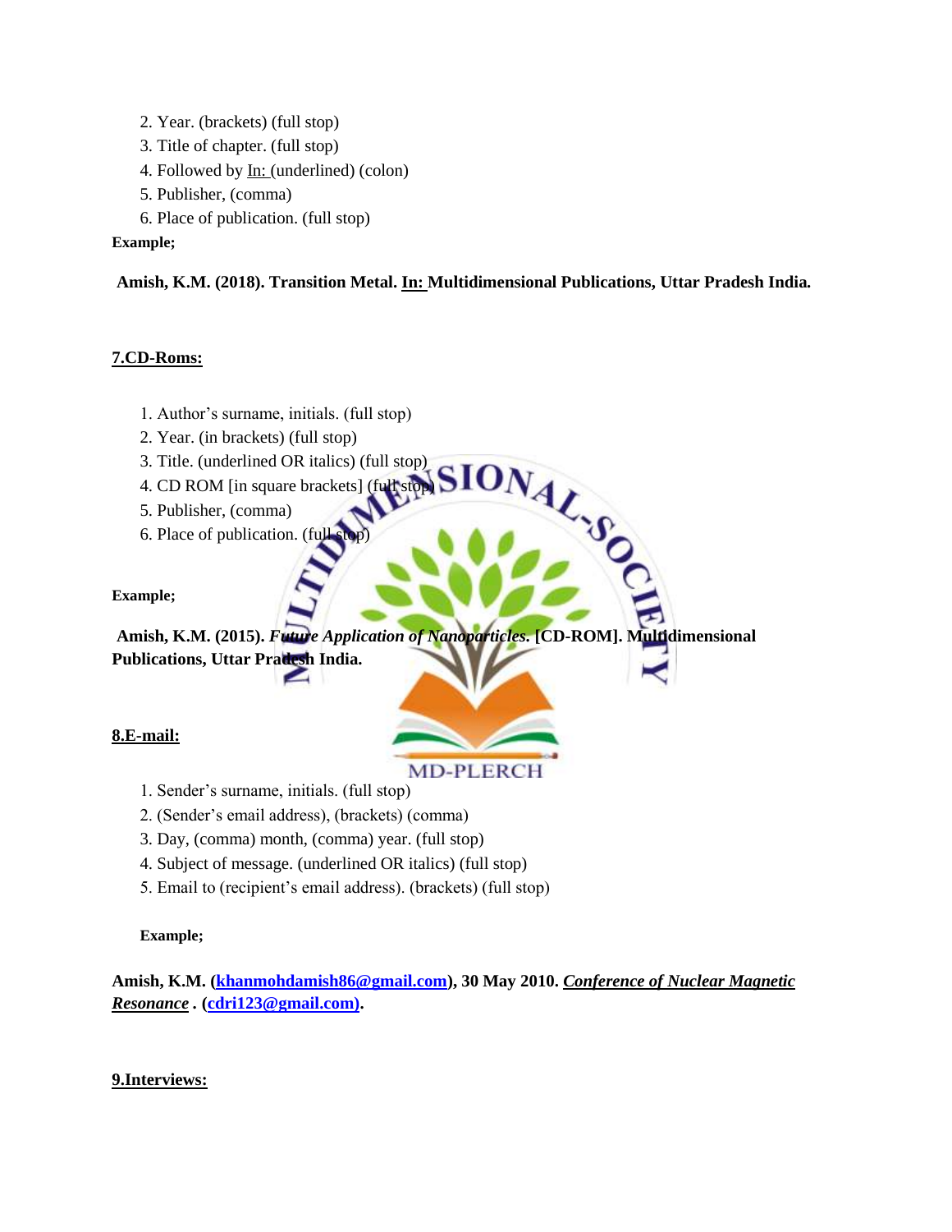2. Year. (brackets) (full stop)
3. Title of chapter. (full stop)
4. Followed by <u>In:</u> (underlined) (colon)
5. Publisher, (comma)
6. Place of publication. (full stop)

**Example;**

**Amish, K.M. (2018). Transition Metal. <u>In:</u> Multidimensional Publications, Uttar Pradesh India.**

**<u>7.CD-Roms:</u>**

1. Author's surname, initials. (full stop)
2. Year. (in brackets) (full stop)
3. Title. (underlined OR italics) (full stop)
4. CD ROM [in square brackets] (full stop)
5. Publisher, (comma)
6. Place of publication. (full stop)

**Example;**

**Amish, K.M. (2015). *Future Application of Nanoparticles.* [CD-ROM]. Multidimensional Publications, Uttar Pradesh India.**

**<u>8.E-mail:</u>**

1. Sender's surname, initials. (full stop)
2. (Sender's email address), (brackets) (comma)
3. Day, (comma) month, (comma) year. (full stop)
4. Subject of message. (underlined OR italics) (full stop)
5. Email to (recipient's email address). (brackets) (full stop)

**Example;**

**Amish, K.M. (khanmohdamish86@gmail.com), 30 May 2010. <u>*Conference of Nuclear Magnetic Resonance*</u> . (cdri123@gmail.com).**

**<u>9.Interviews:</u>**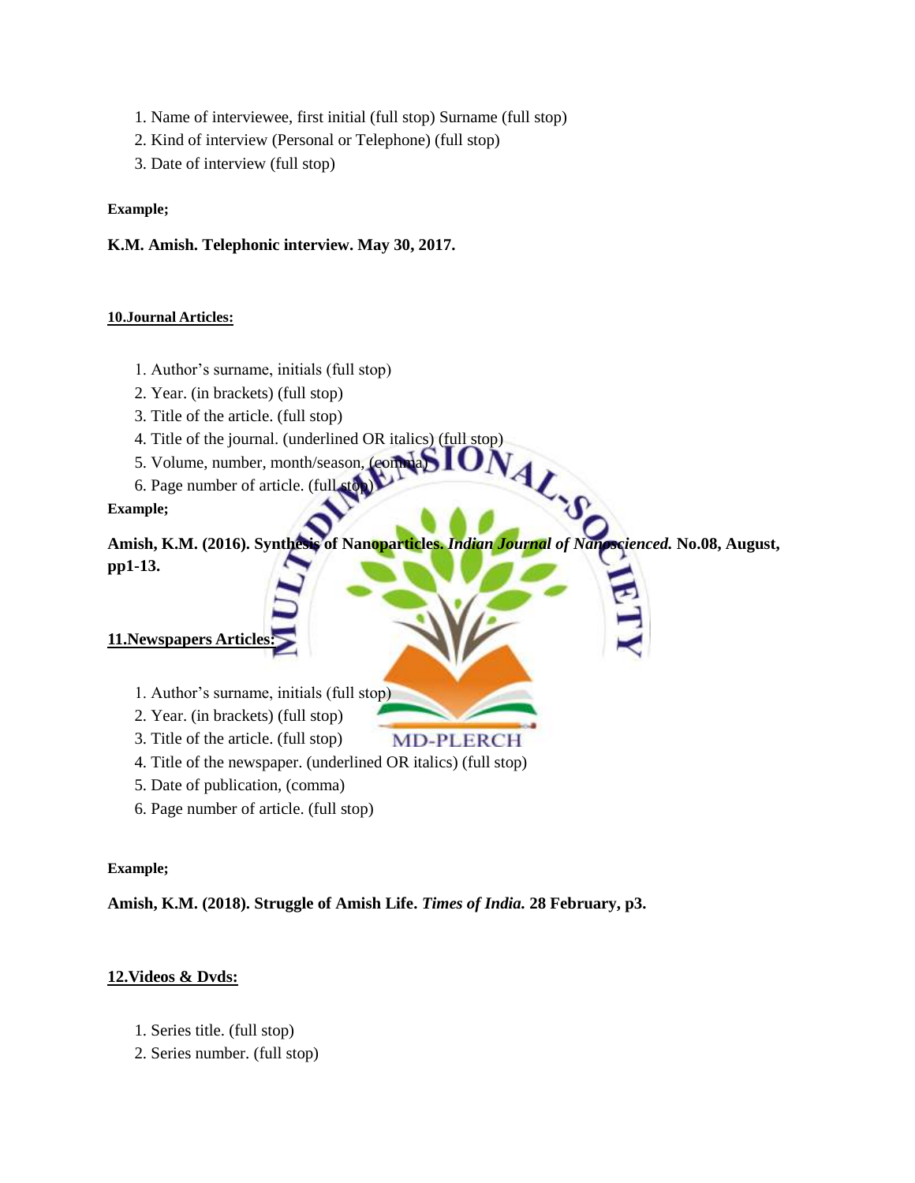1. Name of interviewee, first initial (full stop) Surname (full stop)
2. Kind of interview (Personal or Telephone) (full stop)
3. Date of interview (full stop)

**Example;**

**K.M. Amish. Telephonic interview. May 30, 2017.**

**10.Journal Articles:**

1. Author's surname, initials (full stop)
2. Year. (in brackets) (full stop)
3. Title of the article. (full stop)
4. Title of the journal. (underlined OR italics) (full stop)
5. Volume, number, month/season, (comma)
6. Page number of article. (full stop)

**Example;**

**Amish, K.M. (2016). Synthesis of Nanoparticles. *Indian Journal of Nanoscienced.* No.08, August, pp1-13.**

**11.Newspapers Articles:**

1. Author's surname, initials (full stop)
2. Year. (in brackets) (full stop)
3. Title of the article. (full stop)
4. Title of the newspaper. (underlined OR italics) (full stop)
5. Date of publication, (comma)
6. Page number of article. (full stop)

**Example;**

**Amish, K.M. (2018). Struggle of Amish Life. *Times of India.* 28 February, p3.**

**12.Videos & Dvds:**

1. Series title. (full stop)
2. Series number. (full stop)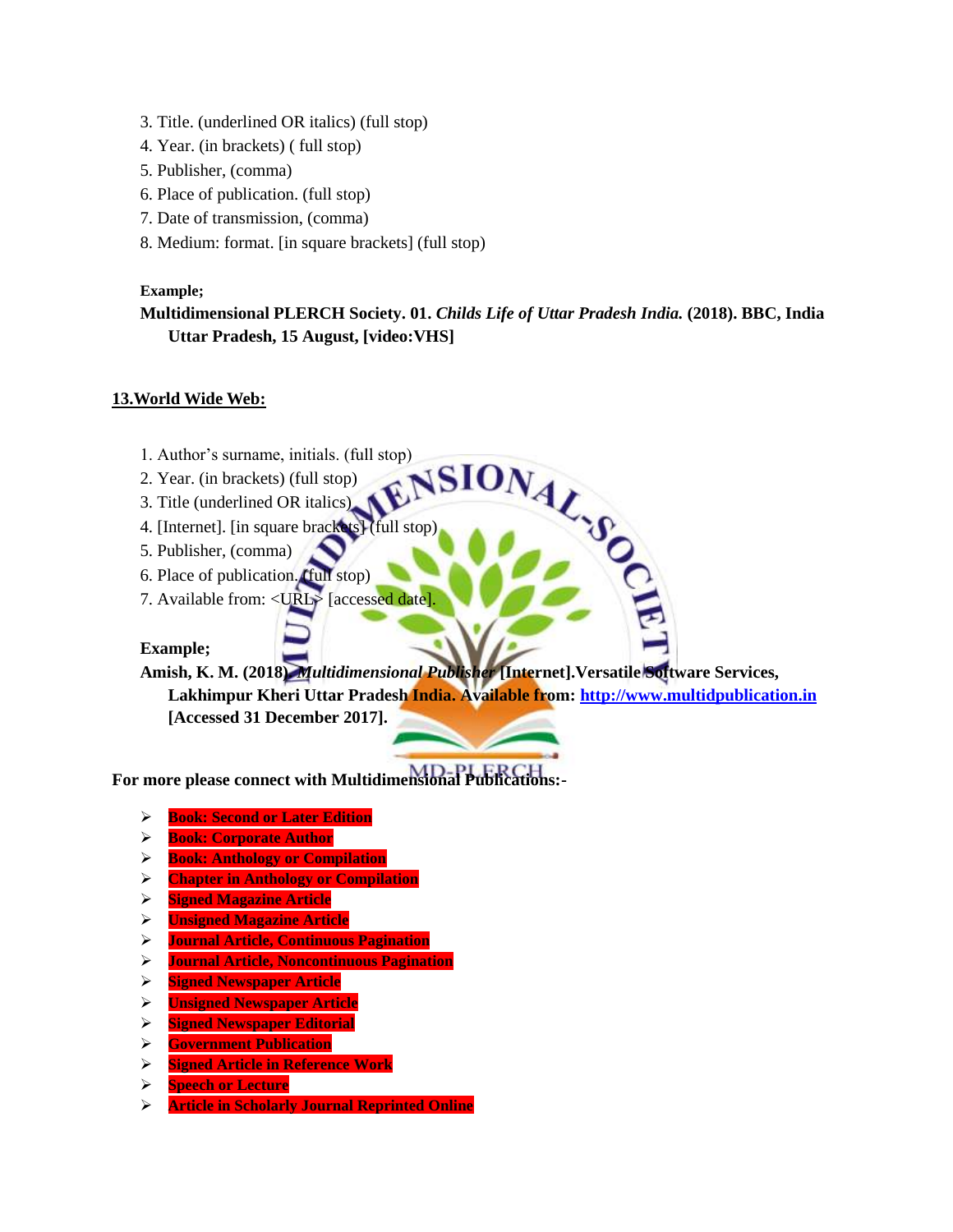3. Title. (underlined OR italics) (full stop)
4. Year. (in brackets) ( full stop)
5. Publisher, (comma)
6. Place of publication. (full stop)
7. Date of transmission, (comma)
8. Medium: format. [in square brackets] (full stop)

**Example;**

**Multidimensional PLERCH Society. 01. *Childs Life of Uttar Pradesh India.* (2018). BBC, India Uttar Pradesh, 15 August, [video:VHS]**

## 13.World Wide Web:

1. Author's surname, initials. (full stop)
2. Year. (in brackets) (full stop)
3. Title (underlined OR italics)
4. [Internet]. [in square brackets] (full stop)
5. Publisher, (comma)
6. Place of publication. (full stop)
7. Available from: <URL> [accessed date].

**Example;**

**Amish, K. M. (2018). *Multidimensional Publisher* [Internet].Versatile Software Services, Lakhimpur Kheri Uttar Pradesh India. Available from: [http://www.multidpublication.in](http://www.multidpublication.in) [Accessed 31 December 2017].**

**For more please connect with Multidimensional Publications:-**

- **Book: Second or Later Edition**
- **Book: Corporate Author**
- **Book: Anthology or Compilation**
- **Chapter in Anthology or Compilation**
- **Signed Magazine Article**
- **Unsigned Magazine Article**
- **Journal Article, Continuous Pagination**
- **Journal Article, Noncontinuous Pagination**
- **Signed Newspaper Article**
- **Unsigned Newspaper Article**
- **Signed Newspaper Editorial**
- **Government Publication**
- **Signed Article in Reference Work**
- **Speech or Lecture**
- **Article in Scholarly Journal Reprinted Online**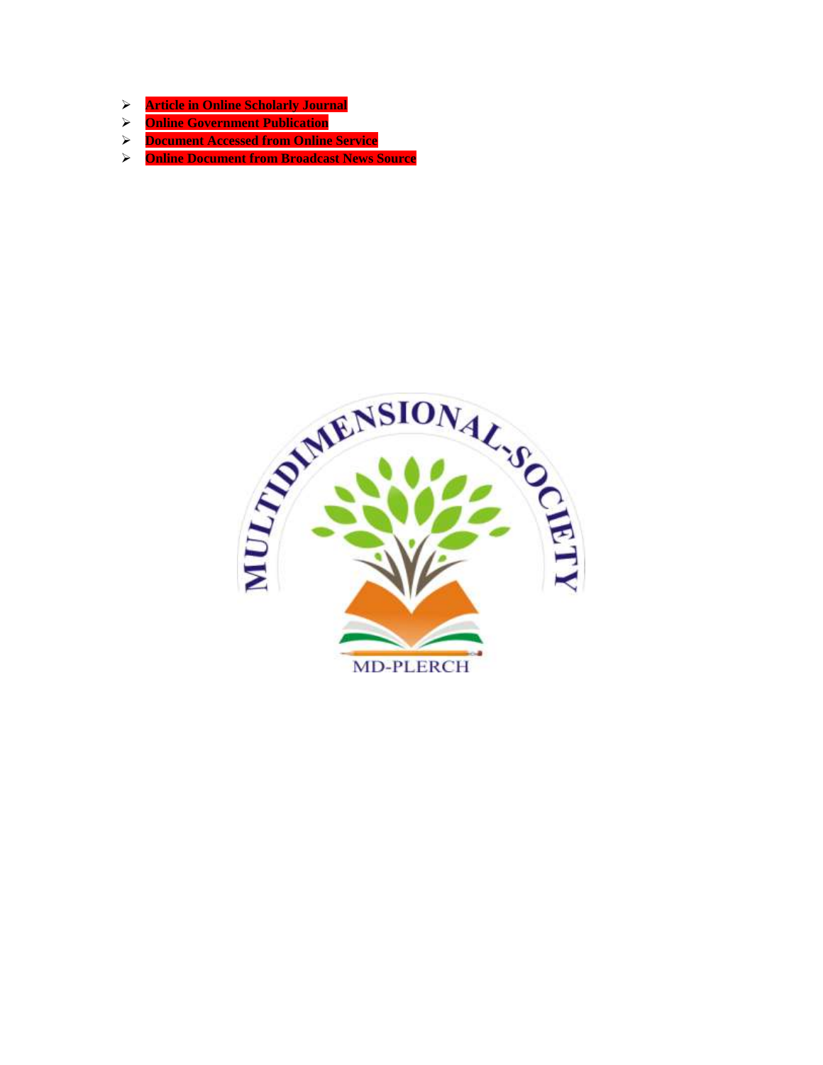- **Article in Online Scholarly Journal**
- **Online Government Publication**
- **Document Accessed from Online Service**
- **Online Document from Broadcast News Source**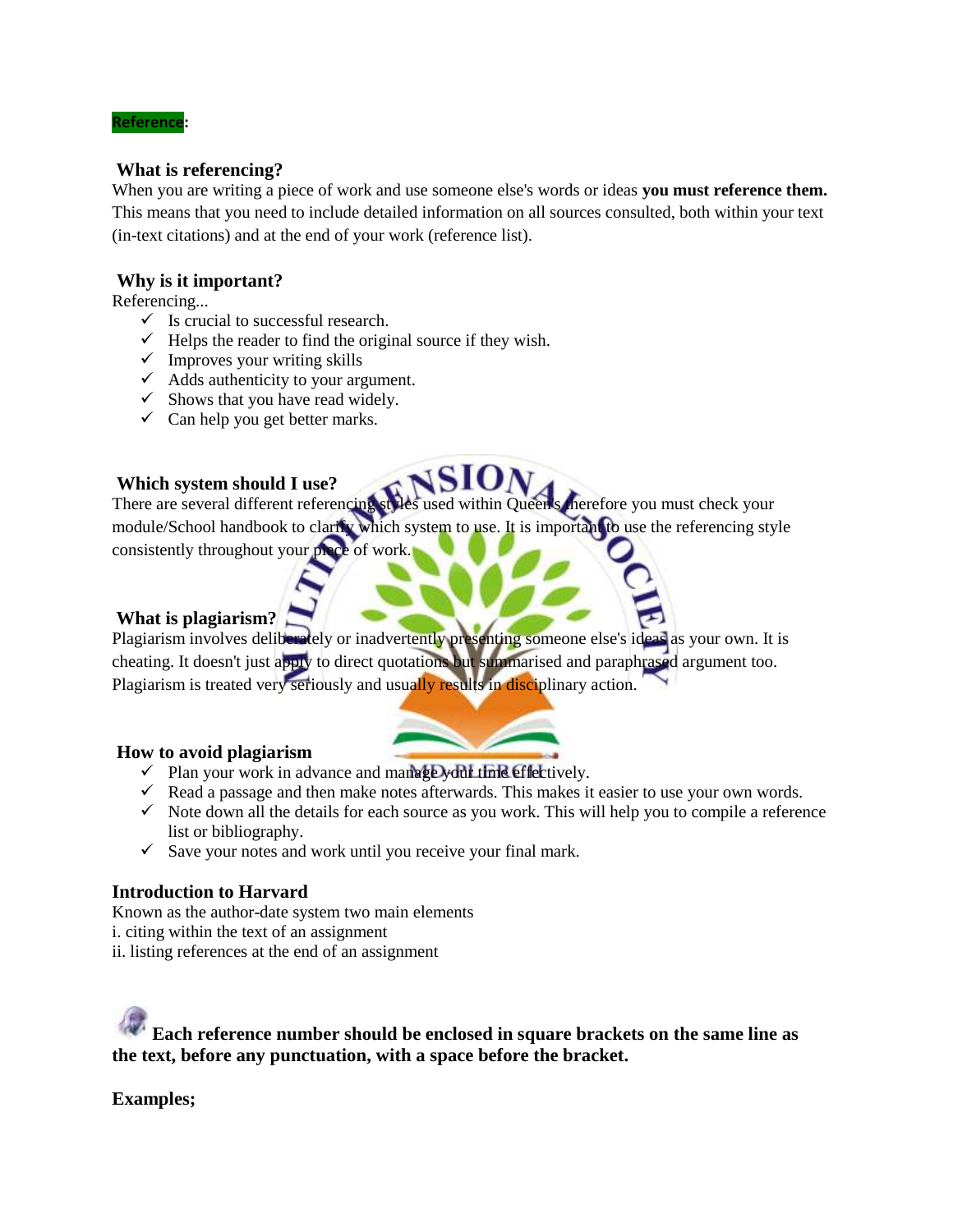**Reference**:

### What is referencing?

When you are writing a piece of work and use someone else's words or ideas **you must reference them.** This means that you need to include detailed information on all sources consulted, both within your text (in-text citations) and at the end of your work (reference list).

### Why is it important?

Referencing...

- ✓ Is crucial to successful research.
- ✓ Helps the reader to find the original source if they wish.
- ✓ Improves your writing skills
- ✓ Adds authenticity to your argument.
- ✓ Shows that you have read widely.
- ✓ Can help you get better marks.

### Which system should I use?

There are several different referencing styles used within Queen's, therefore you must check your module/School handbook to clarify which system to use. It is important to use the referencing style consistently throughout your piece of work.

### What is plagiarism?

Plagiarism involves deliberately or inadvertently presenting someone else's ideas as your own. It is cheating. It doesn't just apply to direct quotations but summarised and paraphrased argument too. Plagiarism is treated very seriously and usually results in disciplinary action.

### How to avoid plagiarism

- ✓ Plan your work in advance and manage your time effectively.
- ✓ Read a passage and then make notes afterwards. This makes it easier to use your own words.
- ✓ Note down all the details for each source as you work. This will help you to compile a reference list or bibliography.
- ✓ Save your notes and work until you receive your final mark.

### Introduction to Harvard

Known as the author-date system two main elements

i. citing within the text of an assignment

ii. listing references at the end of an assignment

**Each reference number should be enclosed in square brackets on the same line as the text, before any punctuation, with a space before the bracket.**

**Examples;**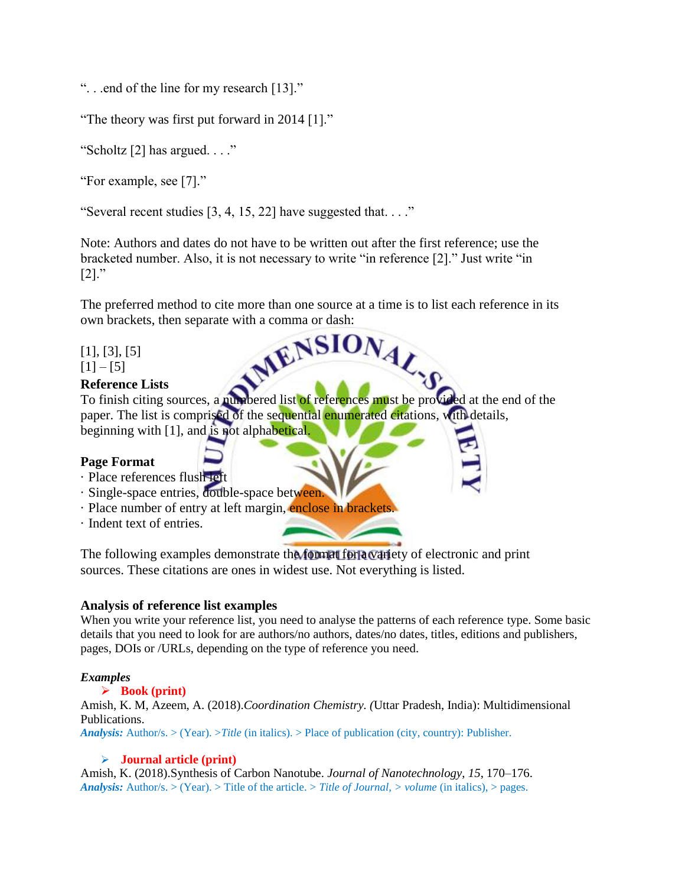"... end of the line for my research [13]."

"The theory was first put forward in 2014 [1]."

"Scholtz [2] has argued. . . ."

"For example, see [7]."

"Several recent studies [3, 4, 15, 22] have suggested that. . . ."

Note: Authors and dates do not have to be written out after the first reference; use the bracketed number. Also, it is not necessary to write "in reference [2]." Just write "in [2]."

The preferred method to cite more than one source at a time is to list each reference in its own brackets, then separate with a comma or dash:

[1], [3], [5]
[1] – [5]

**Reference Lists**

To finish citing sources, a numbered list of references must be provided at the end of the paper. The list is comprised of the sequential enumerated citations, with details, beginning with [1], and is not alphabetical.

**Page Format**

· Place references flush left
· Single-space entries, double-space between.
· Place number of entry at left margin, enclose in brackets.
· Indent text of entries.

The following examples demonstrate the format for a variety of electronic and print sources. These citations are ones in widest use. Not everything is listed.

**Analysis of reference list examples**

When you write your reference list, you need to analyse the patterns of each reference type. Some basic details that you need to look for are authors/no authors, dates/no dates, titles, editions and publishers, pages, DOIs or /URLs, depending on the type of reference you need.

***Examples***

- **Book (print)**

Amish, K. M, Azeem, A. (2018).*Coordination Chemistry. (*Uttar Pradesh, India): Multidimensional Publications.

***Analysis:*** Author/s. > (Year). >*Title* (in italics). > Place of publication (city, country): Publisher.

- **Journal article (print)**

Amish, K. (2018).Synthesis of Carbon Nanotube. *Journal of Nanotechnology*, *15*, 170–176.

***Analysis:*** Author/s. > (Year). > Title of the article. > *Title of Journal*, > *volume* (in italics), > pages.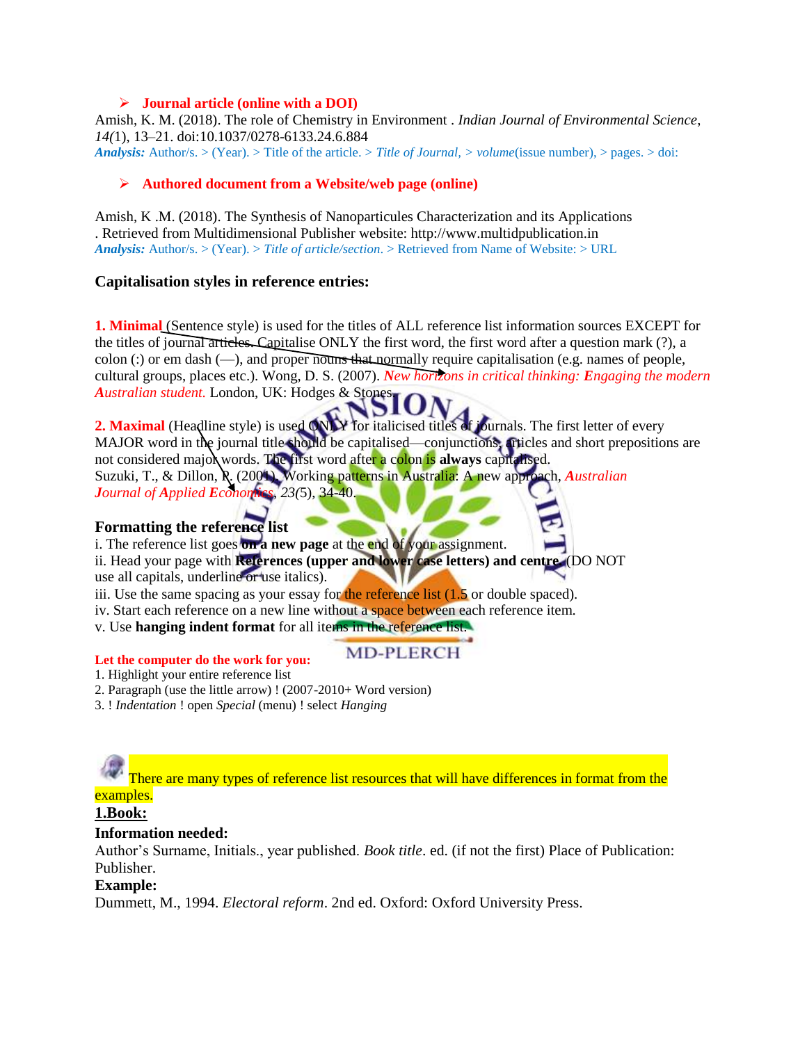- **Journal article (online with a DOI)**

Amish, K. M. (2018). The role of Chemistry in Environment . *Indian Journal of Environmental Science*, *14*(1), 13–21. doi:10.1037/0278-6133.24.6.884
***Analysis:*** Author/s. > (Year). > Title of the article. > *Title of Journal*, > *volume*(issue number), > pages. > doi:

- **Authored document from a Website/web page (online)**

Amish, K .M. (2018). The Synthesis of Nanoparticules Characterization and its Applications . Retrieved from Multidimensional Publisher website: http://www.multidpublication.in
***Analysis:*** Author/s. > (Year). > *Title of article/section*. > Retrieved from Name of Website: > URL

### Capitalisation styles in reference entries:

**1. Minimal** (Sentence style) is used for the titles of ALL reference list information sources EXCEPT for the titles of journal articles. Capitalise ONLY the first word, the first word after a question mark (?), a colon (:) or em dash (—), and proper nouns that normally require capitalisation (e.g. names of people, cultural groups, places etc.). Wong, D. S. (2007). *New horizons in critical thinking: Engaging the modern Australian student.* London, UK: Hodges & Stones.

**2. Maximal** (Headline style) is used ONLY for italicised titles of journals. The first letter of every MAJOR word in the journal title should be capitalised—conjunctions, articles and short prepositions are not considered major words. The first word after a colon is **always** capitalised.
Suzuki, T., & Dillon, R. (2001). Working patterns in Australia: A new approach, ***Australian Journal of Applied Economics***, *23*(5), 34-40.

### Formatting the reference list

i. The reference list goes **on a new page** at the end of your assignment.
ii. Head your page with **References (upper and lower case letters) and centre.** (DO NOT use all capitals, underline or use italics).
iii. Use the same spacing as your essay for the reference list (1.5 or double spaced).
iv. Start each reference on a new line without a space between each reference item.
v. Use **hanging indent format** for all items in the reference list.

**Let the computer do the work for you:**

1. Highlight your entire reference list
2. Paragraph (use the little arrow) ! (2007-2010+ Word version)
3. ! *Indentation* ! open *Special* (menu) ! select *Hanging*

There are many types of reference list resources that will have differences in format from the examples.

**1.Book:**

**Information needed:**
Author's Surname, Initials., year published. *Book title*. ed. (if not the first) Place of Publication: Publisher.

**Example:**
Dummett, M., 1994. *Electoral reform*. 2nd ed. Oxford: Oxford University Press.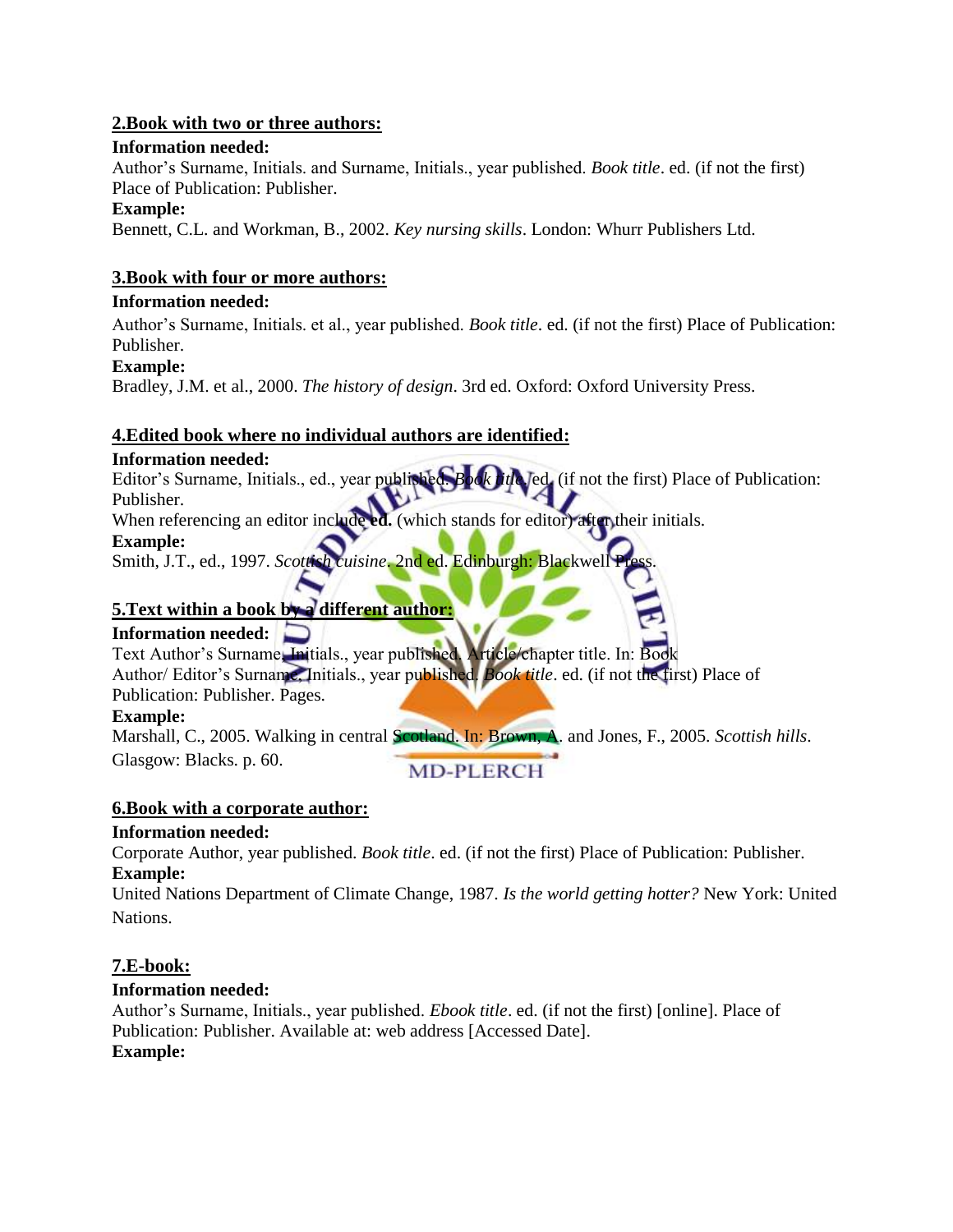**2.Book with two or three authors:**

**Information needed:**

Author's Surname, Initials. and Surname, Initials., year published. *Book title*. ed. (if not the first) Place of Publication: Publisher.

**Example:**

Bennett, C.L. and Workman, B., 2002. *Key nursing skills*. London: Whurr Publishers Ltd.

**3.Book with four or more authors:**

**Information needed:**

Author's Surname, Initials. et al., year published. *Book title*. ed. (if not the first) Place of Publication: Publisher.

**Example:**

Bradley, J.M. et al., 2000. *The history of design*. 3rd ed. Oxford: Oxford University Press.

**4.Edited book where no individual authors are identified:**

**Information needed:**

Editor's Surname, Initials., ed., year published. *Book title*. ed. (if not the first) Place of Publication: Publisher.

When referencing an editor include **ed.** (which stands for editor) after their initials.

**Example:**

Smith, J.T., ed., 1997. *Scottish cuisine*. 2nd ed. Edinburgh: Blackwell Press.

**5.Text within a book by a different author:**

**Information needed:**

Text Author's Surname, Initials., year published. Article/chapter title. In: Book Author/ Editor's Surname, Initials., year published. *Book title*. ed. (if not the first) Place of Publication: Publisher. Pages.

**Example:**

Marshall, C., 2005. Walking in central Scotland. In: Brown, A. and Jones, F., 2005. *Scottish hills*. Glasgow: Blacks. p. 60.

**6.Book with a corporate author:**

**Information needed:**

Corporate Author, year published. *Book title*. ed. (if not the first) Place of Publication: Publisher.

**Example:**

United Nations Department of Climate Change, 1987. *Is the world getting hotter?* New York: United Nations.

**7.E-book:**

**Information needed:**

Author's Surname, Initials., year published. *Ebook title*. ed. (if not the first) [online]. Place of Publication: Publisher. Available at: web address [Accessed Date].

**Example:**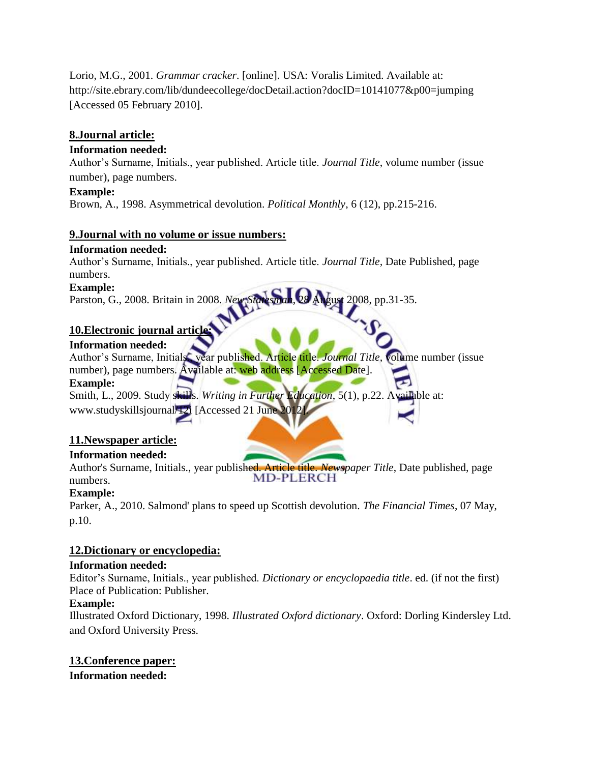Lorio, M.G., 2001. *Grammar cracker*. [online]. USA: Voralis Limited. Available at: http://site.ebrary.com/lib/dundeecollege/docDetail.action?docID=10141077&p00=jumping [Accessed 05 February 2010].

## 8.Journal article:

**Information needed:**

Author's Surname, Initials., year published. Article title. *Journal Title*, volume number (issue number), page numbers.

**Example:**

Brown, A., 1998. Asymmetrical devolution. *Political Monthly*, 6 (12), pp.215-216.

## 9.Journal with no volume or issue numbers:

**Information needed:**

Author's Surname, Initials., year published. Article title. *Journal Title*, Date Published, page numbers.

**Example:**

Parston, G., 2008. Britain in 2008. *New Statesman*, 28 August 2008, pp.31-35.

## 10.Electronic journal article:

**Information needed:**

Author's Surname, Initials., year published. Article title. *Journal Title*, volume number (issue number), page numbers. Available at: web address [Accessed Date].

**Example:**

Smith, L., 2009. Study skills. *Writing in Further Education*, 5(1), p.22. Available at: www.studyskillsjournal/121 [Accessed 21 June 2012].

## 11.Newspaper article:

**Information needed:**

Author's Surname, Initials., year published. Article title. *Newspaper Title*, Date published, page numbers.

**Example:**

Parker, A., 2010. Salmond' plans to speed up Scottish devolution. *The Financial Times*, 07 May, p.10.

## 12.Dictionary or encyclopedia:

**Information needed:**

Editor's Surname, Initials., year published. *Dictionary or encyclopaedia title*. ed. (if not the first) Place of Publication: Publisher.

**Example:**

Illustrated Oxford Dictionary, 1998. *Illustrated Oxford dictionary*. Oxford: Dorling Kindersley Ltd. and Oxford University Press.

## 13.Conference paper:

**Information needed:**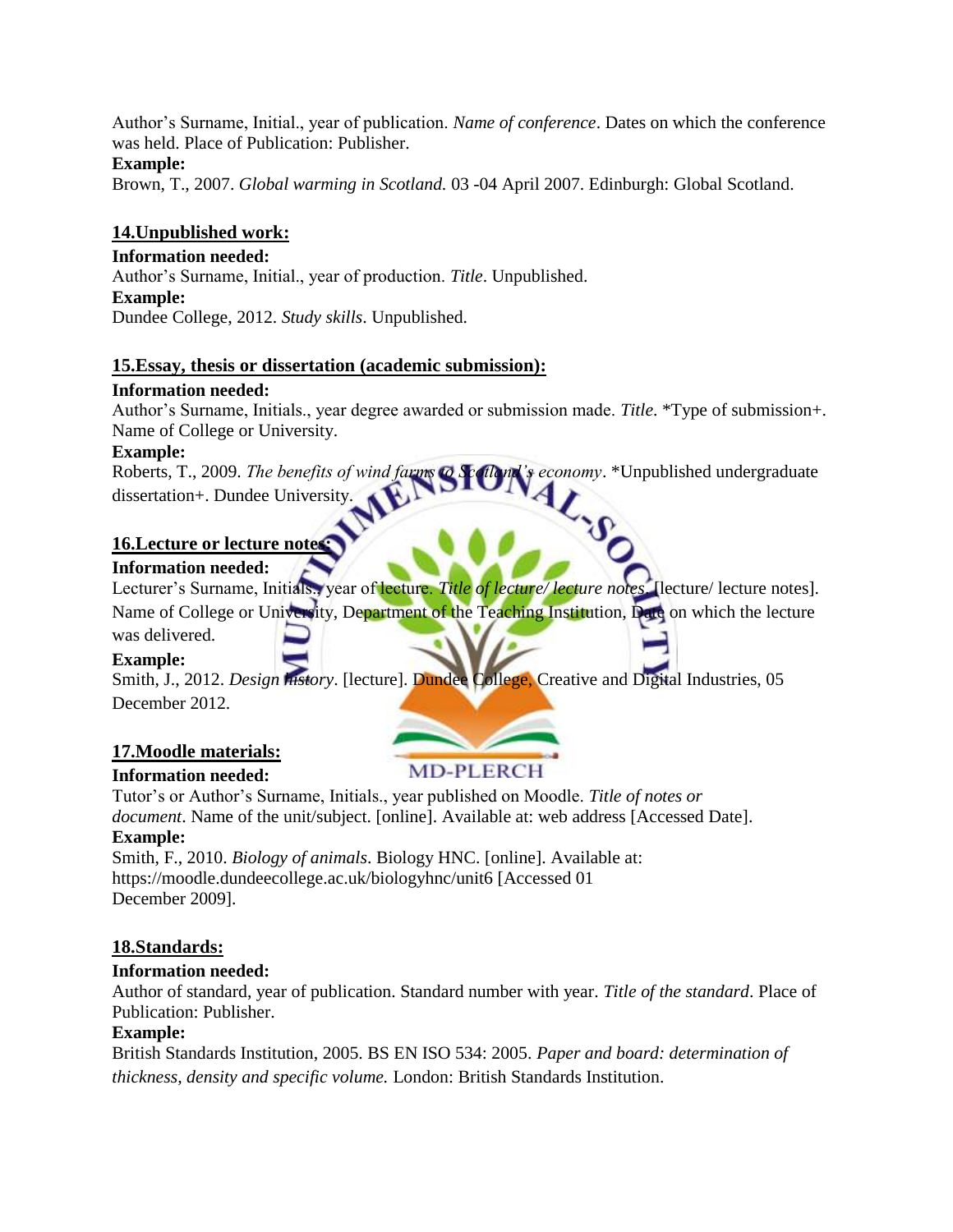Author's Surname, Initial., year of publication. *Name of conference*. Dates on which the conference was held. Place of Publication: Publisher.

**Example:**

Brown, T., 2007. *Global warming in Scotland.* 03 -04 April 2007. Edinburgh: Global Scotland.

## 14.Unpublished work:

**Information needed:**

Author's Surname, Initial., year of production. *Title*. Unpublished.

**Example:**

Dundee College, 2012. *Study skills*. Unpublished.

## 15.Essay, thesis or dissertation (academic submission):

**Information needed:**

Author's Surname, Initials., year degree awarded or submission made. *Title*. *Type of submission+. Name of College or University.

**Example:**

Roberts, T., 2009. *The benefits of wind farms to Scotland's economy*. *Unpublished undergraduate dissertation+. Dundee University.

## 16.Lecture or lecture notes:

**Information needed:**

Lecturer's Surname, Initials., year of lecture. *Title of lecture/ lecture notes*. [lecture/ lecture notes]. Name of College or University, Department of the Teaching Institution, Date on which the lecture was delivered.

**Example:**

Smith, J., 2012. *Design history*. [lecture]. Dundee College, Creative and Digital Industries, 05 December 2012.

## 17.Moodle materials:

**Information needed:**

Tutor's or Author's Surname, Initials., year published on Moodle. *Title of notes or document*. Name of the unit/subject. [online]. Available at: web address [Accessed Date].

**Example:**

Smith, F., 2010. *Biology of animals*. Biology HNC. [online]. Available at: https://moodle.dundeecollege.ac.uk/biologyhnc/unit6 [Accessed 01 December 2009].

## 18.Standards:

**Information needed:**

Author of standard, year of publication. Standard number with year. *Title of the standard*. Place of Publication: Publisher.

**Example:**

British Standards Institution, 2005. BS EN ISO 534: 2005. *Paper and board: determination of thickness, density and specific volume.* London: British Standards Institution.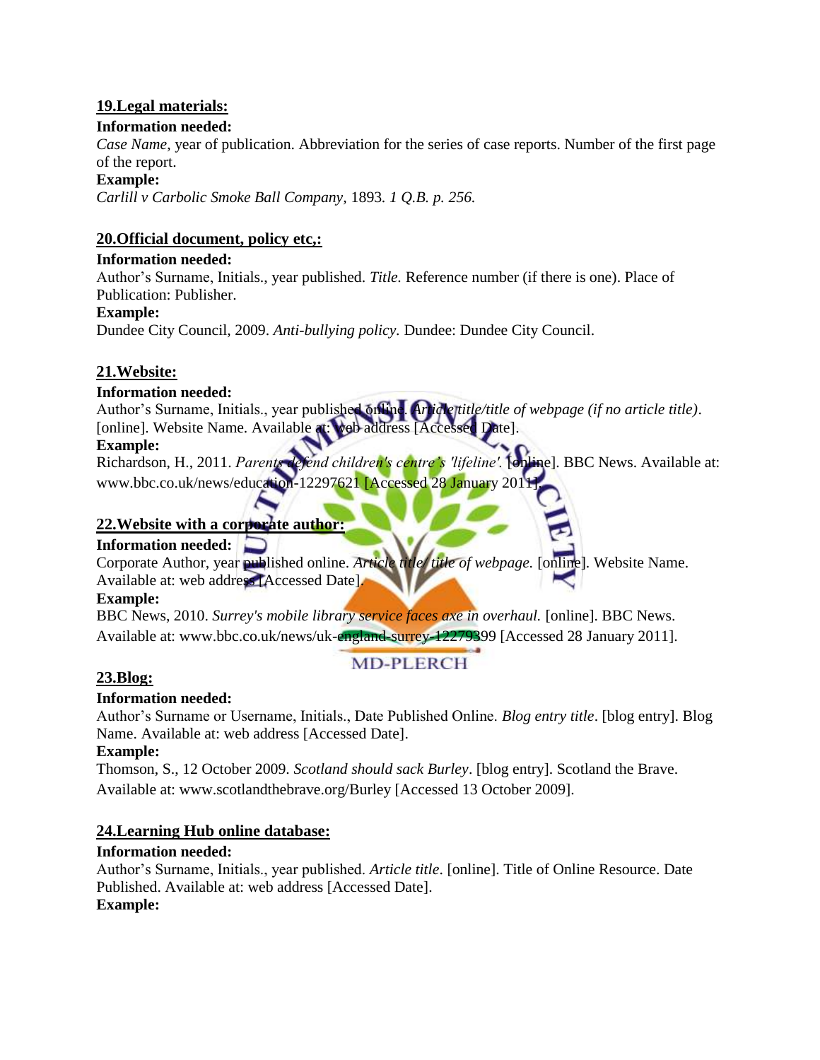## 19.Legal materials:

**Information needed:**

*Case Name*, year of publication. Abbreviation for the series of case reports. Number of the first page of the report.

**Example:**

*Carlill v Carbolic Smoke Ball Company,* 1893. *1 Q.B. p. 256.*

## 20.Official document, policy etc,:

**Information needed:**

Author's Surname, Initials., year published. *Title.* Reference number (if there is one). Place of Publication: Publisher.

**Example:**

Dundee City Council, 2009. *Anti-bullying policy.* Dundee: Dundee City Council.

## 21.Website:

**Information needed:**

Author's Surname, Initials., year published online. *Article title/title of webpage (if no article title)*. [online]. Website Name. Available at: web address [Accessed Date].

**Example:**

Richardson, H., 2011. *Parents defend children's centre's 'lifeline'.* [online]. BBC News. Available at: www.bbc.co.uk/news/education-12297621 [Accessed 28 January 2011].

## 22.Website with a corporate author:

**Information needed:**

Corporate Author, year published online. *Article title/ title of webpage.* [online]. Website Name. Available at: web address [Accessed Date].

**Example:**

BBC News, 2010. *Surrey's mobile library service faces axe in overhaul.* [online]. BBC News. Available at: www.bbc.co.uk/news/uk-england-surrey-12279399 [Accessed 28 January 2011].

## 23.Blog:

**Information needed:**

Author's Surname or Username, Initials., Date Published Online. *Blog entry title*. [blog entry]. Blog Name. Available at: web address [Accessed Date].

**Example:**

Thomson, S., 12 October 2009. *Scotland should sack Burley*. [blog entry]. Scotland the Brave. Available at: www.scotlandthebrave.org/Burley [Accessed 13 October 2009].

## 24.Learning Hub online database:

**Information needed:**

Author's Surname, Initials., year published. *Article title*. [online]. Title of Online Resource. Date Published. Available at: web address [Accessed Date].

**Example:**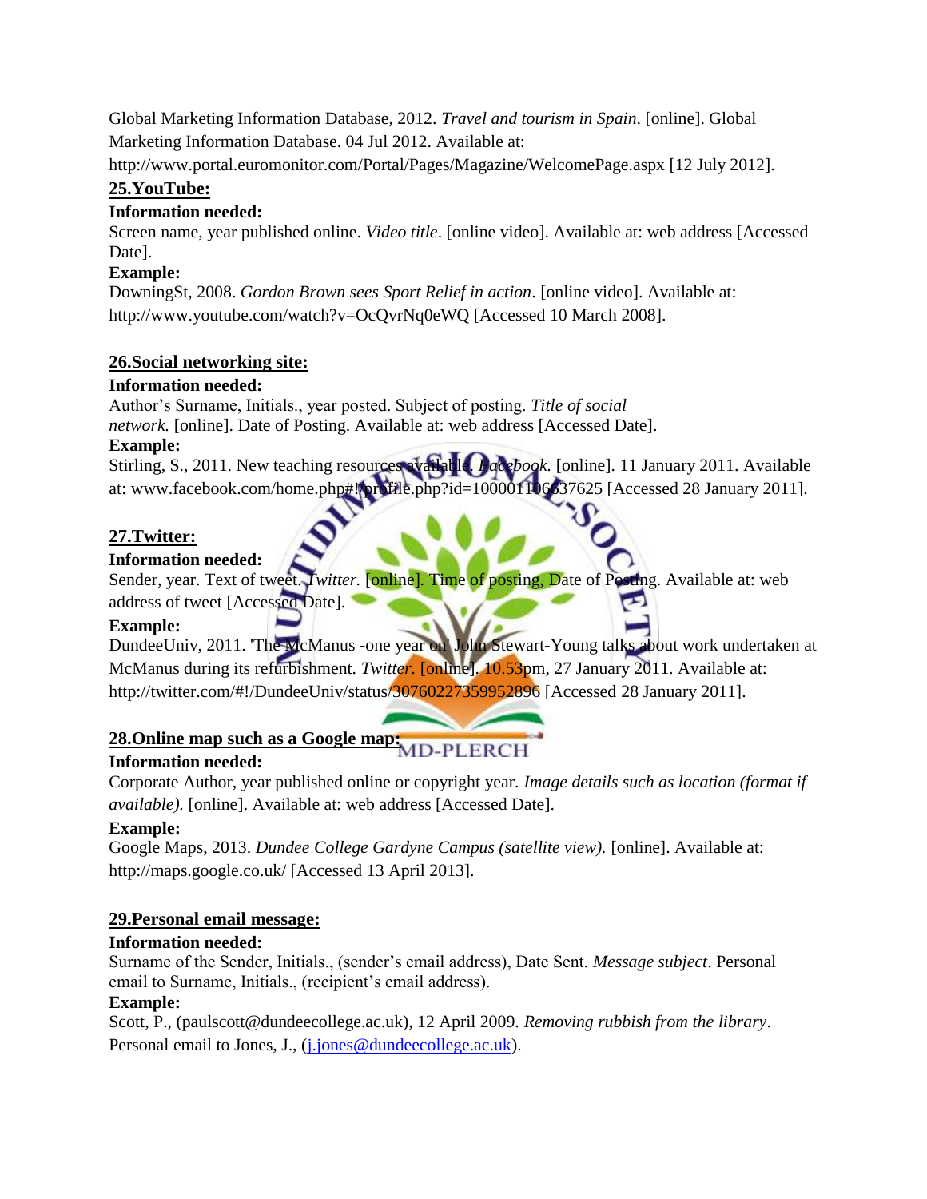Global Marketing Information Database, 2012. *Travel and tourism in Spain*. [online]. Global Marketing Information Database. 04 Jul 2012. Available at: http://www.portal.euromonitor.com/Portal/Pages/Magazine/WelcomePage.aspx [12 July 2012].

## 25.YouTube:

**Information needed:**

Screen name, year published online. *Video title*. [online video]. Available at: web address [Accessed Date].

**Example:**

DowningSt, 2008. *Gordon Brown sees Sport Relief in action*. [online video]. Available at: http://www.youtube.com/watch?v=OcQvrNq0eWQ [Accessed 10 March 2008].

## 26.Social networking site:

**Information needed:**

Author's Surname, Initials., year posted. Subject of posting. *Title of social network.* [online]. Date of Posting. Available at: web address [Accessed Date].

**Example:**

Stirling, S., 2011. New teaching resources available. *Facebook.* [online]. 11 January 2011. Available at: www.facebook.com/home.php#!/profile.php?id=100001106637625 [Accessed 28 January 2011].

## 27.Twitter:

**Information needed:**

Sender, year. Text of tweet. *Twitter.* [online]. Time of posting, Date of Posting. Available at: web address of tweet [Accessed Date].

**Example:**

DundeeUniv, 2011. 'The McManus -one year on' John Stewart-Young talks about work undertaken at McManus during its refurbishment. *Twitter*. [online]. 10.53pm, 27 January 2011. Available at: http://twitter.com/#!/DundeeUniv/status/30760227359952896 [Accessed 28 January 2011].

## 28.Online map such as a Google map:

**Information needed:**

Corporate Author, year published online or copyright year. *Image details such as location (format if available).* [online]. Available at: web address [Accessed Date].

**Example:**

Google Maps, 2013. *Dundee College Gardyne Campus (satellite view).* [online]. Available at: http://maps.google.co.uk/ [Accessed 13 April 2013].

## 29.Personal email message:

**Information needed:**

Surname of the Sender, Initials., (sender's email address), Date Sent. *Message subject*. Personal email to Surname, Initials., (recipient's email address).

**Example:**

Scott, P., (paulscott@dundeecollege.ac.uk), 12 April 2009. *Removing rubbish from the library*. Personal email to Jones, J., (j.jones@dundeecollege.ac.uk).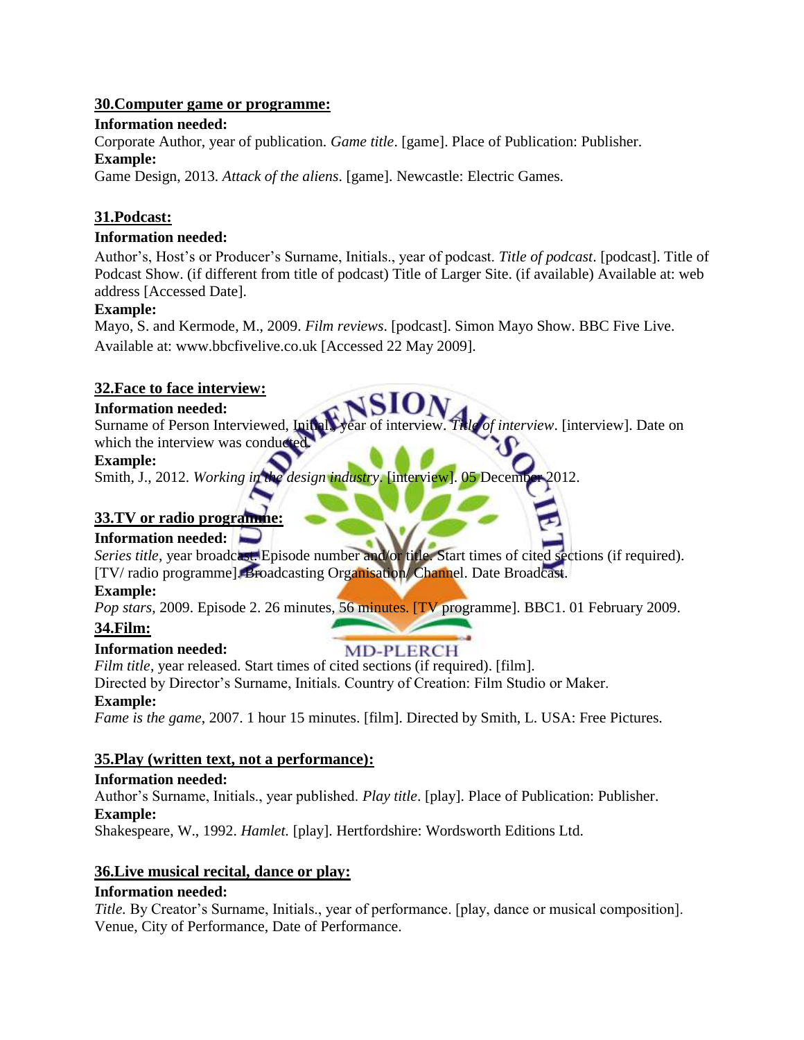## 30. Computer game or programme:

**Information needed:**

Corporate Author, year of publication. *Game title*. [game]. Place of Publication: Publisher.

**Example:**

Game Design, 2013. *Attack of the aliens*. [game]. Newcastle: Electric Games.

## 31. Podcast:

**Information needed:**

Author's, Host's or Producer's Surname, Initials., year of podcast. *Title of podcast*. [podcast]. Title of Podcast Show. (if different from title of podcast) Title of Larger Site. (if available) Available at: web address [Accessed Date].

**Example:**

Mayo, S. and Kermode, M., 2009. *Film reviews*. [podcast]. Simon Mayo Show. BBC Five Live. Available at: www.bbcfivelive.co.uk [Accessed 22 May 2009].

## 32. Face to face interview:

**Information needed:**

Surname of Person Interviewed, Initials, year of interview. *Title of interview*. [interview]. Date on which the interview was conducted.

**Example:**

Smith, J., 2012. *Working in the design industry*. [interview]. 05 December 2012.

## 33. TV or radio programme:

**Information needed:**

*Series title*, year broadcast. Episode number and/or title. Start times of cited sections (if required). [TV/ radio programme]. Broadcasting Organisation/ Channel. Date Broadcast.

**Example:**

*Pop stars*, 2009. Episode 2. 26 minutes, 56 minutes. [TV programme]. BBC1. 01 February 2009.

## 34. Film:

**Information needed:**

*Film title*, year released. Start times of cited sections (if required). [film]. Directed by Director's Surname, Initials. Country of Creation: Film Studio or Maker.

**Example:**

*Fame is the game*, 2007. 1 hour 15 minutes. [film]. Directed by Smith, L. USA: Free Pictures.

## 35. Play (written text, not a performance):

**Information needed:**

Author's Surname, Initials., year published. *Play title*. [play]. Place of Publication: Publisher.

**Example:**

Shakespeare, W., 1992. *Hamlet.* [play]. Hertfordshire: Wordsworth Editions Ltd.

## 36. Live musical recital, dance or play:

**Information needed:**

*Title.* By Creator's Surname, Initials., year of performance. [play, dance or musical composition]. Venue, City of Performance, Date of Performance.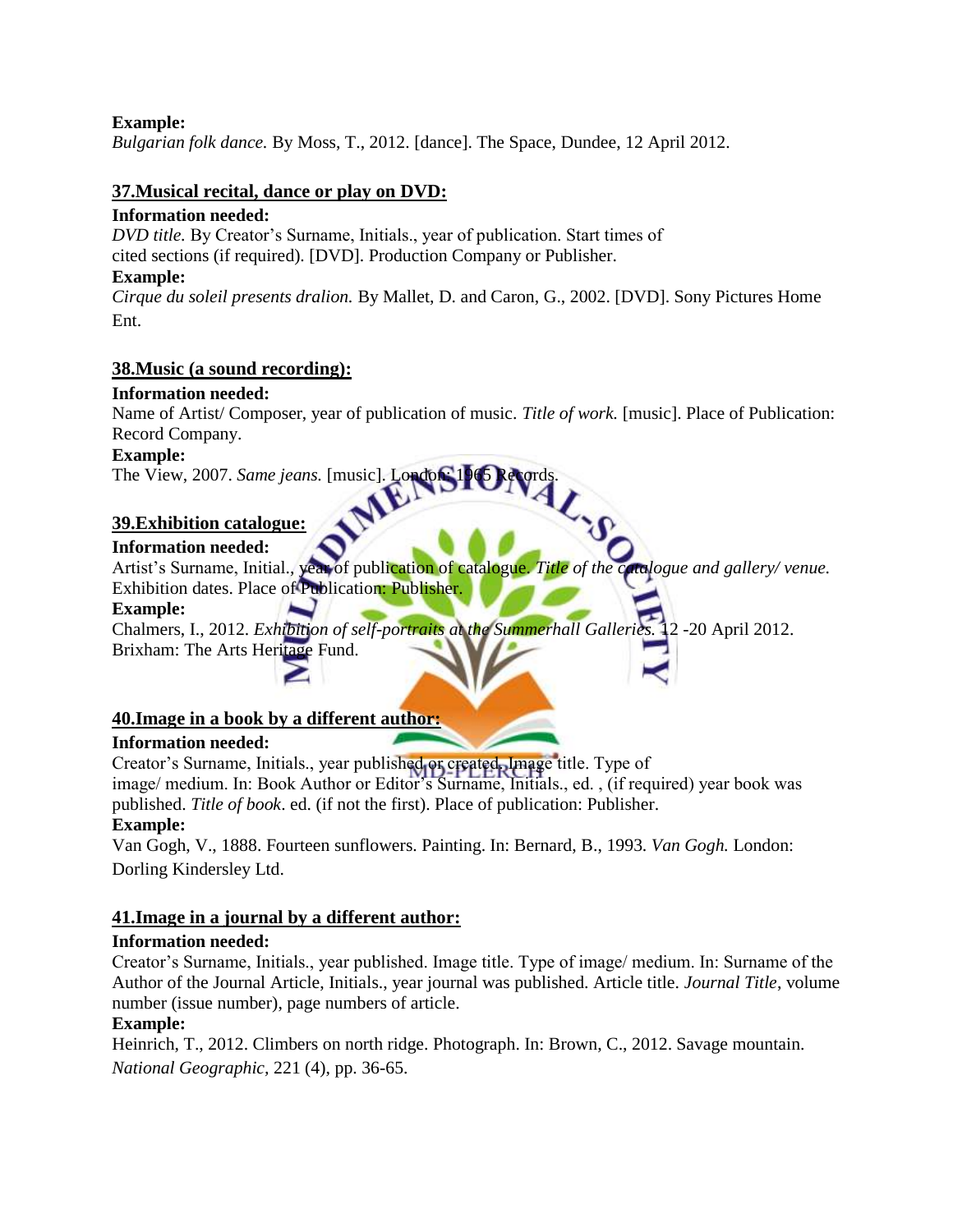**Example:**

*Bulgarian folk dance.* By Moss, T., 2012. [dance]. The Space, Dundee, 12 April 2012.

### 37.Musical recital, dance or play on DVD:

**Information needed:**

*DVD title.* By Creator's Surname, Initials., year of publication. Start times of cited sections (if required). [DVD]. Production Company or Publisher.

**Example:**

*Cirque du soleil presents dralion.* By Mallet, D. and Caron, G., 2002. [DVD]. Sony Pictures Home Ent.

### 38.Music (a sound recording):

**Information needed:**

Name of Artist/ Composer, year of publication of music. *Title of work.* [music]. Place of Publication: Record Company.

**Example:**

The View, 2007. *Same jeans.* [music]. London: 1965 Records.

### 39.Exhibition catalogue:

**Information needed:**

Artist's Surname, Initial., year of publication of catalogue. *Title of the catalogue and gallery/ venue.* Exhibition dates. Place of Publication: Publisher.

**Example:**

Chalmers, I., 2012. *Exhibition of self-portraits at the Summerhall Galleries.* 12 -20 April 2012. Brixham: The Arts Heritage Fund.

### 40.Image in a book by a different author:

**Information needed:**

Creator's Surname, Initials., year published or created. Image title. Type of image/ medium. In: Book Author or Editor's Surname, Initials., ed. , (if required) year book was published. *Title of book*. ed. (if not the first). Place of publication: Publisher.

**Example:**

Van Gogh, V., 1888. Fourteen sunflowers. Painting. In: Bernard, B., 1993. *Van Gogh.* London: Dorling Kindersley Ltd.

### 41.Image in a journal by a different author:

**Information needed:**

Creator's Surname, Initials., year published. Image title. Type of image/ medium. In: Surname of the Author of the Journal Article, Initials., year journal was published. Article title. *Journal Title*, volume number (issue number), page numbers of article.

**Example:**

Heinrich, T., 2012. Climbers on north ridge. Photograph. In: Brown, C., 2012. Savage mountain. *National Geographic*, 221 (4), pp. 36-65.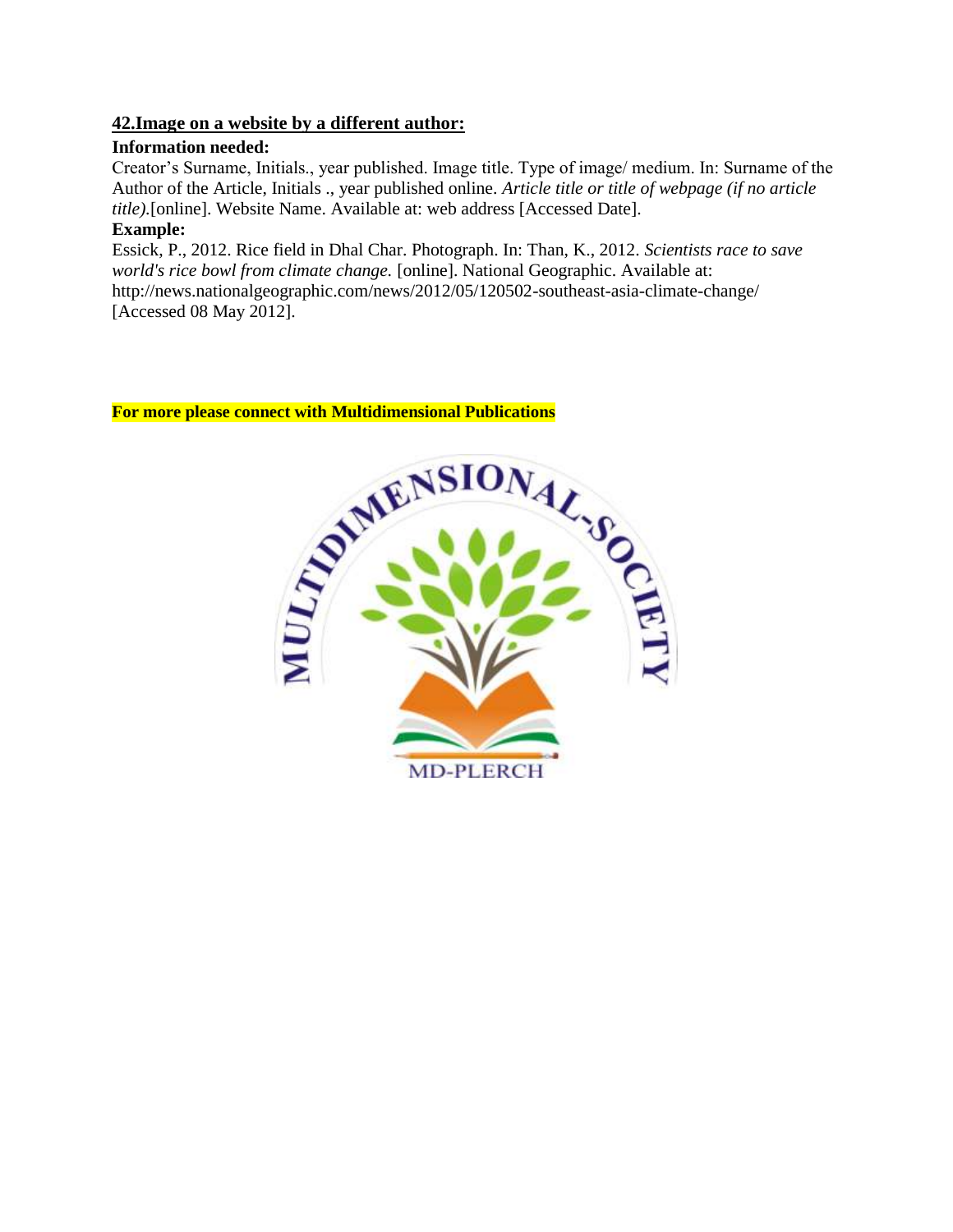**42.Image on a website by a different author:**

**Information needed:**

Creator's Surname, Initials., year published. Image title. Type of image/ medium. In: Surname of the Author of the Article, Initials ., year published online. *Article title or title of webpage (if no article title).*[online]. Website Name. Available at: web address [Accessed Date].

**Example:**

Essick, P., 2012. Rice field in Dhal Char. Photograph. In: Than, K., 2012. *Scientists race to save world's rice bowl from climate change.* [online]. National Geographic. Available at: http://news.nationalgeographic.com/news/2012/05/120502-southeast-asia-climate-change/ [Accessed 08 May 2012].

**For more please connect with Multidimensional Publications**

MULTIDIMENSIONAL-SOCIETY

MD-PLERCH